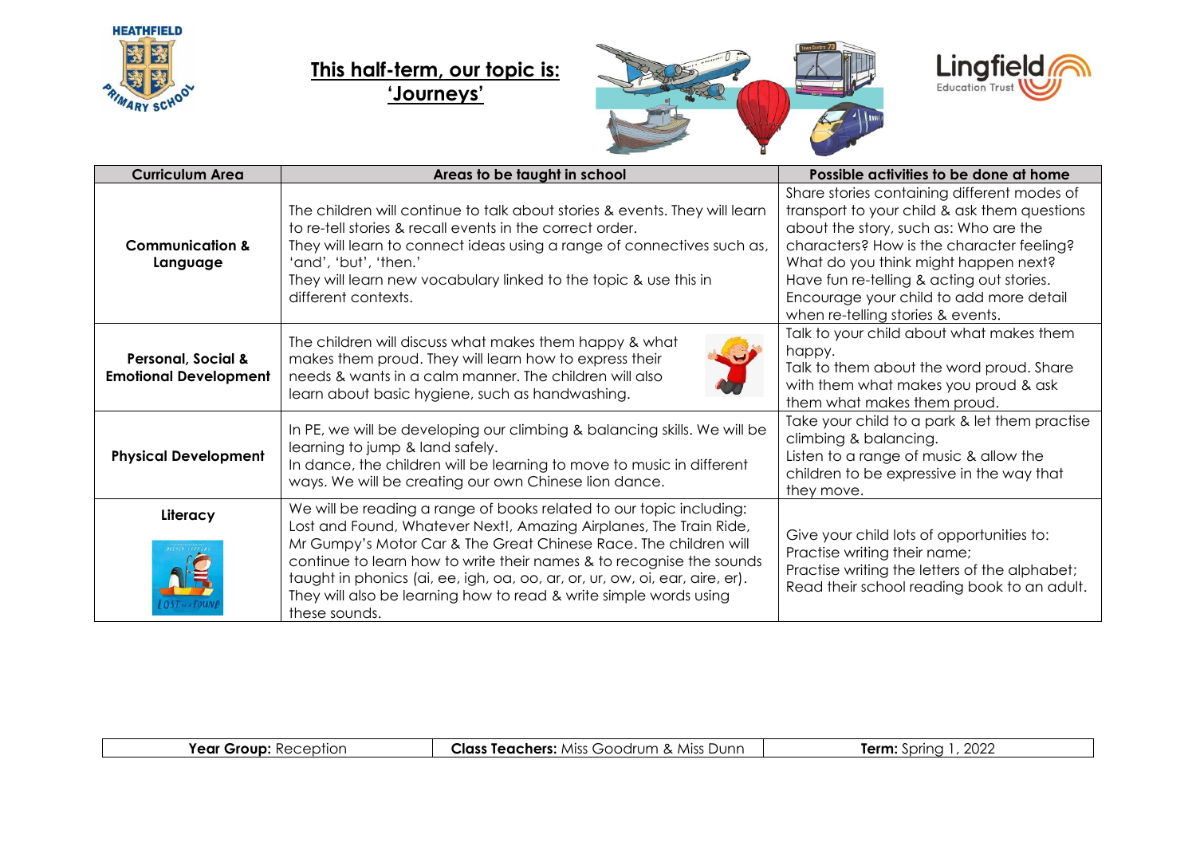HEATHFIELD PRIMARY SCHOOL

# This half-term, our topic is: 'Journeys'

Lingfield Education Trust

| Curriculum Area | Areas to be taught in school | Possible activities to be done at home |
|---|---|---|
| **Communication & Language** | The children will continue to talk about stories & events. They will learn to re-tell stories & recall events in the correct order. They will learn to connect ideas using a range of connectives such as, 'and', 'but', 'then.' They will learn new vocabulary linked to the topic & use this in different contexts. | Share stories containing different modes of transport to your child & ask them questions about the story, such as: Who are the characters? How is the character feeling? What do you think might happen next? Have fun re-telling & acting out stories. Encourage your child to add more detail when re-telling stories & events. |
| **Personal, Social & Emotional Development** | The children will discuss what makes them happy & what makes them proud. They will learn how to express their needs & wants in a calm manner. The children will also learn about basic hygiene, such as handwashing. | Talk to your child about what makes them happy. Talk to them about the word proud. Share with them what makes you proud & ask them what makes them proud. |
| **Physical Development** | In PE, we will be developing our climbing & balancing skills. We will be learning to jump & land safely. In dance, the children will be learning to move to music in different ways. We will be creating our own Chinese lion dance. | Take your child to a park & let them practise climbing & balancing. Listen to a range of music & allow the children to be expressive in the way that they move. |
| **Literacy** | We will be reading a range of books related to our topic including: Lost and Found, Whatever Next!, Amazing Airplanes, The Train Ride, Mr Gumpy's Motor Car & The Great Chinese Race. The children will continue to learn how to write their names & to recognise the sounds taught in phonics (ai, ee, igh, oa, oo, ar, or, ur, ow, oi, ear, aire, er). They will also be learning how to read & write simple words using these sounds. | Give your child lots of opportunities to: Practise writing their name; Practise writing the letters of the alphabet; Read their school reading book to an adult. |

| **Year Group:** Reception | **Class Teachers:** Miss Goodrum & Miss Dunn | **Term:** Spring 1, 2022 |
|---|---|---|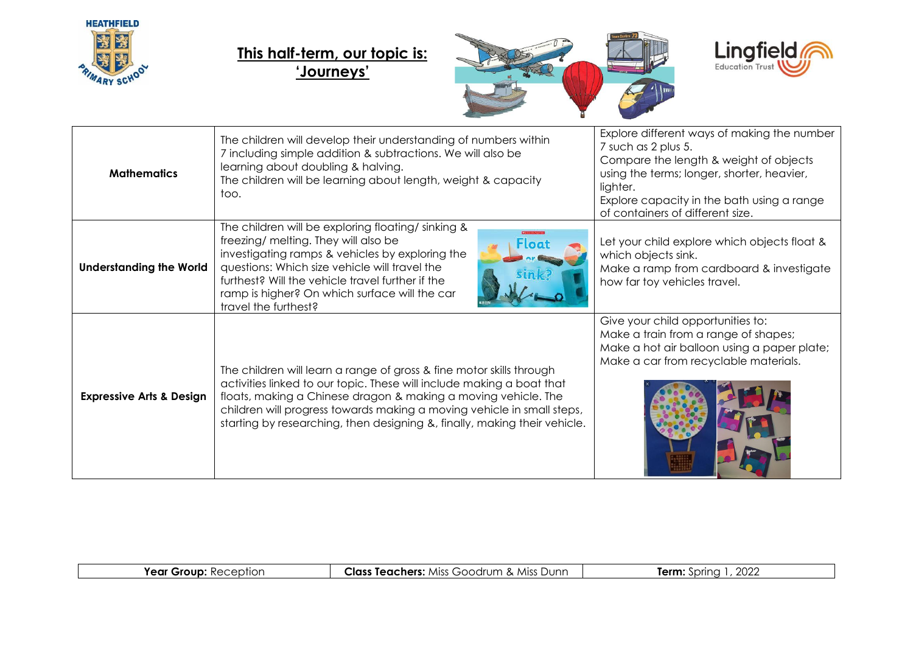# This half-term, our topic is: 'Journeys'

| | | |
|---|---|---|
| **Mathematics** | The children will develop their understanding of numbers within 7 including simple addition & subtractions. We will also be learning about doubling & halving.<br>The children will be learning about length, weight & capacity too. | Explore different ways of making the number 7 such as 2 plus 5.<br>Compare the length & weight of objects using the terms; longer, shorter, heavier, lighter.<br>Explore capacity in the bath using a range of containers of different size. |
| **Understanding the World** | The children will be exploring floating/ sinking & freezing/ melting. They will also be investigating ramps & vehicles by exploring the questions: Which size vehicle will travel the furthest? Will the vehicle travel further if the ramp is higher? On which surface will the car travel the furthest? | Let your child explore which objects float & which objects sink.<br>Make a ramp from cardboard & investigate how far toy vehicles travel. |
| **Expressive Arts & Design** | The children will learn a range of gross & fine motor skills through activities linked to our topic. These will include making a boat that floats, making a Chinese dragon & making a moving vehicle. The children will progress towards making a moving vehicle in small steps, starting by researching, then designing &, finally, making their vehicle. | Give your child opportunities to:<br>Make a train from a range of shapes;<br>Make a hot air balloon using a paper plate;<br>Make a car from recyclable materials. |

| **Year Group:** Reception | **Class Teachers:** Miss Goodrum & Miss Dunn | **Term:** Spring 1, 2022 |
|---|---|---|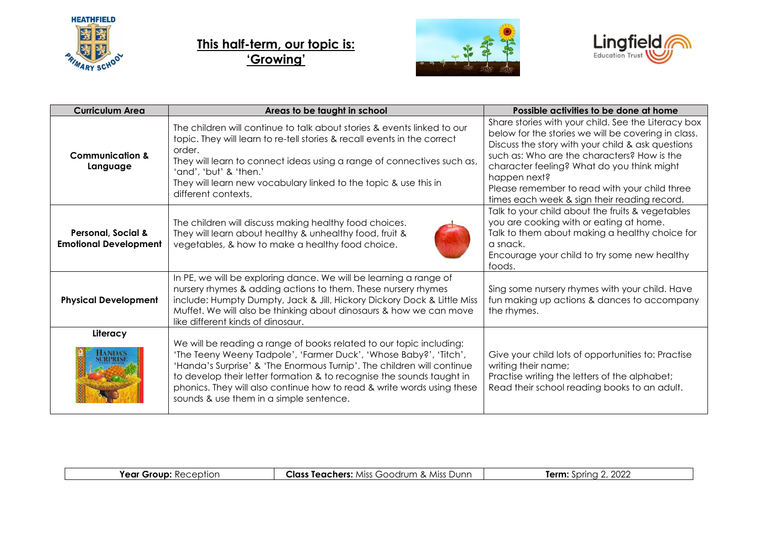# This half-term, our topic is: 'Growing'

| Curriculum Area | Areas to be taught in school | Possible activities to be done at home |
| --- | --- | --- |
| **Communication & Language** | The children will continue to talk about stories & events linked to our topic. They will learn to re-tell stories & recall events in the correct order. They will learn to connect ideas using a range of connectives such as, 'and', 'but' & 'then.' They will learn new vocabulary linked to the topic & use this in different contexts. | Share stories with your child. See the Literacy box below for the stories we will be covering in class. Discuss the story with your child & ask questions such as: Who are the characters? How is the character feeling? What do you think might happen next? Please remember to read with your child three times each week & sign their reading record. |
| **Personal, Social & Emotional Development** | The children will discuss making healthy food choices. They will learn about healthy & unhealthy food, fruit & vegetables, & how to make a healthy food choice. | Talk to your child about the fruits & vegetables you are cooking with or eating at home. Talk to them about making a healthy choice for a snack. Encourage your child to try some new healthy foods. |
| **Physical Development** | In PE, we will be exploring dance. We will be learning a range of nursery rhymes & adding actions to them. These nursery rhymes include: Humpty Dumpty, Jack & Jill, Hickory Dickory Dock & Little Miss Muffet. We will also be thinking about dinosaurs & how we can move like different kinds of dinosaur. | Sing some nursery rhymes with your child. Have fun making up actions & dances to accompany the rhymes. |
| **Literacy** | We will be reading a range of books related to our topic including: 'The Teeny Weeny Tadpole', 'Farmer Duck', 'Whose Baby?', 'Titch', 'Handa's Surprise' & 'The Enormous Turnip'. The children will continue to develop their letter formation & to recognise the sounds taught in phonics. They will also continue how to read & write words using these sounds & use them in a simple sentence. | Give your child lots of opportunities to: Practise writing their name; Practise writing the letters of the alphabet; Read their school reading books to an adult. |

| **Year Group:** Reception | **Class Teachers:** Miss Goodrum & Miss Dunn | **Term:** Spring 2, 2022 |
| --- | --- | --- |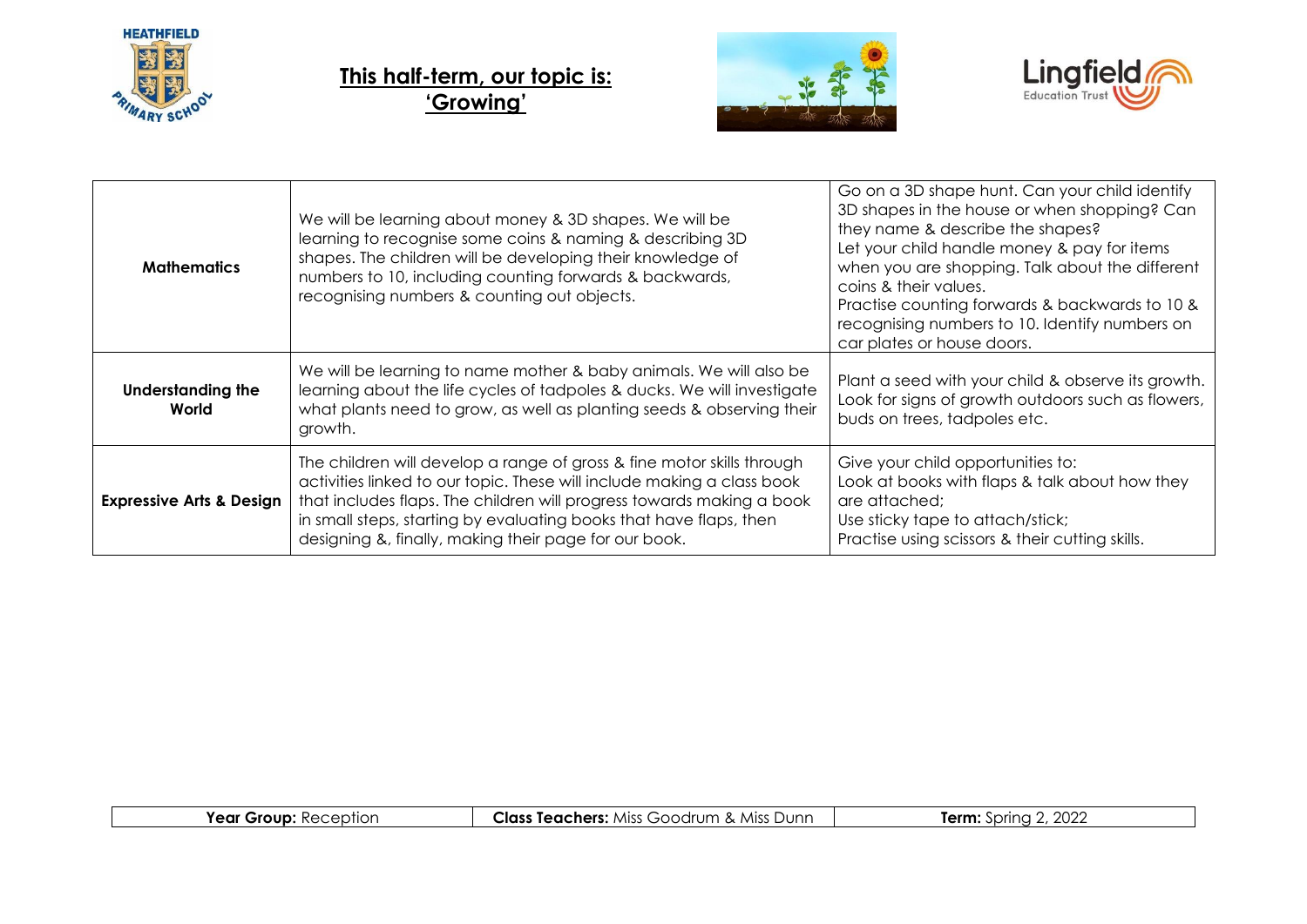## This half-term, our topic is: 'Growing'

| | | |
|---|---|---|
| **Mathematics** | We will be learning about money & 3D shapes. We will be learning to recognise some coins & naming & describing 3D shapes. The children will be developing their knowledge of numbers to 10, including counting forwards & backwards, recognising numbers & counting out objects. | Go on a 3D shape hunt. Can your child identify 3D shapes in the house or when shopping? Can they name & describe the shapes?<br>Let your child handle money & pay for items when you are shopping. Talk about the different coins & their values.<br>Practise counting forwards & backwards to 10 & recognising numbers to 10. Identify numbers on car plates or house doors. |
| **Understanding the World** | We will be learning to name mother & baby animals. We will also be learning about the life cycles of tadpoles & ducks. We will investigate what plants need to grow, as well as planting seeds & observing their growth. | Plant a seed with your child & observe its growth. Look for signs of growth outdoors such as flowers, buds on trees, tadpoles etc. |
| **Expressive Arts & Design** | The children will develop a range of gross & fine motor skills through activities linked to our topic. These will include making a class book that includes flaps. The children will progress towards making a book in small steps, starting by evaluating books that have flaps, then designing &, finally, making their page for our book. | Give your child opportunities to:<br>Look at books with flaps & talk about how they are attached;<br>Use sticky tape to attach/stick;<br>Practise using scissors & their cutting skills. |

| | | |
|---|---|---|
| **Year Group:** Reception | **Class Teachers:** Miss Goodrum & Miss Dunn | **Term:** Spring 2, 2022 |